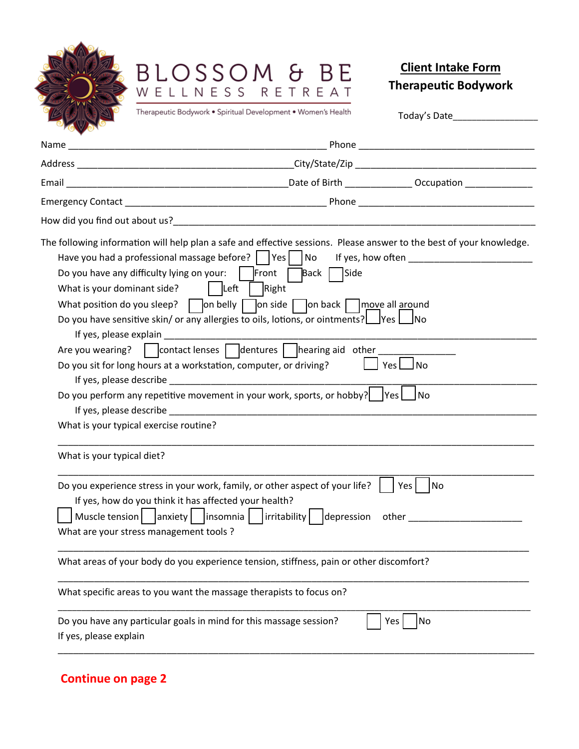# BLOSSOM & BE

WELLNESS RETREAT

Therapeutic Bodywork • Spiritual Development • Women's Health

## Client Intake Form

## Therapeutic Bodywork

Today's Date_______________

Name _____________________________________________ Phone ______________________________

Address ______________________________________City/State/Zip ________________________________

Email ______________________________________Date of Birth ___________ Occupation ___________

Emergency Contact ___________________________________ Phone ______________________________

How did you find out about us?____________________________________________________________

The following information will help plan a safe and effective sessions. Please answer to the best of your knowledge.

Have you had a professional massage before? ☐ Yes ☐ No If yes, how often ______________________

Do you have any difficulty lying on your: ☐ Front ☐ Back ☐ Side

What is your dominant side? ☐ Left ☐ Right

What position do you sleep? ☐ on belly ☐ on side ☐ on back ☐ move all around

Do you have sensitive skin/ or any allergies to oils, lotions, or ointments? ☐ Yes ☐ No

If yes, please explain ____________________________________________________________________

Are you wearing? ☐ contact lenses ☐ dentures ☐ hearing aid other ______________

Do you sit for long hours at a workstation, computer, or driving? ☐ Yes ☐ No

If yes, please describe ___________________________________________________________________

Do you perform any repetitive movement in your work, sports, or hobby? ☐ Yes ☐ No

If yes, please describe ___________________________________________________________________

What is your typical exercise routine?

_________________________________________________________________________________________

What is your typical diet?

_________________________________________________________________________________________

Do you experience stress in your work, family, or other aspect of your life? ☐ Yes ☐ No

If yes, how do you think it has affected your health?

☐ Muscle tension ☐ anxiety ☐ insomnia ☐ irritability ☐ depression other ____________________

What are your stress management tools ?

_________________________________________________________________________________________

What areas of your body do you experience tension, stiffness, pain or other discomfort?

_________________________________________________________________________________________

What specific areas to you want the massage therapists to focus on?

_________________________________________________________________________________________

Do you have any particular goals in mind for this massage session? ☐ Yes ☐ No

If yes, please explain

_________________________________________________________________________________________

**Continue on page 2**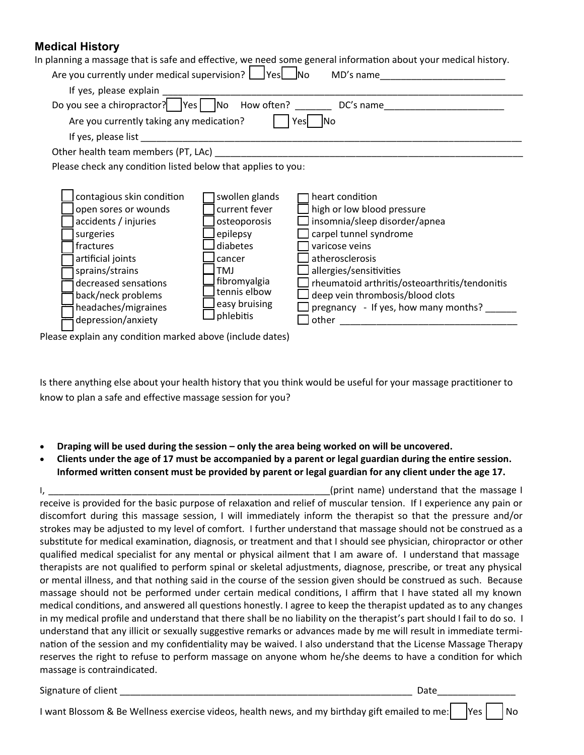## Medical History

In planning a massage that is safe and effective, we need some general information about your medical history.

Are you currently under medical supervision? ☐ Yes ☐ No MD's name________________________

If yes, please explain ______________________________________________________________________

Do you see a chiropractor? ☐ Yes ☐ No How often? _______ DC's name_______________________

Are you currently taking any medication? ☐ Yes ☐ No

If yes, please list _________________________________________________________________________

Other health team members (PT, LAc) ____________________________________________________________

Please check any condition listed below that applies to you:

| | | |
|---|---|---|
| ☐ contagious skin condition | ☐ swollen glands | ☐ heart condition |
| ☐ open sores or wounds | ☐ current fever | ☐ high or low blood pressure |
| ☐ accidents / injuries | ☐ osteoporosis | ☐ insomnia/sleep disorder/apnea |
| ☐ surgeries | ☐ epilepsy | ☐ carpel tunnel syndrome |
| ☐ fractures | ☐ diabetes | ☐ varicose veins |
| ☐ artificial joints | ☐ cancer | ☐ atherosclerosis |
| ☐ sprains/strains | ☐ TMJ | ☐ allergies/sensitivities |
| ☐ decreased sensations | ☐ fibromyalgia | ☐ rheumatoid arthritis/osteoarthritis/tendonitis |
| ☐ back/neck problems | ☐ tennis elbow | ☐ deep vein thrombosis/blood clots |
| ☐ headaches/migraines | ☐ easy bruising | ☐ pregnancy - If yes, how many months? ______ |
| ☐ depression/anxiety | ☐ phlebitis | ☐ other ________________________________ |

Please explain any condition marked above (include dates)

Is there anything else about your health history that you think would be useful for your massage practitioner to know to plan a safe and effective massage session for you?

- **Draping will be used during the session – only the area being worked on will be uncovered.**
- **Clients under the age of 17 must be accompanied by a parent or legal guardian during the entire session. Informed written consent must be provided by parent or legal guardian for any client under the age 17.**

I, _______________________________________________(print name) understand that the massage I receive is provided for the basic purpose of relaxation and relief of muscular tension. If I experience any pain or discomfort during this massage session, I will immediately inform the therapist so that the pressure and/or strokes may be adjusted to my level of comfort. I further understand that massage should not be construed as a substitute for medical examination, diagnosis, or treatment and that I should see physician, chiropractor or other qualified medical specialist for any mental or physical ailment that I am aware of. I understand that massage therapists are not qualified to perform spinal or skeletal adjustments, diagnose, prescribe, or treat any physical or mental illness, and that nothing said in the course of the session given should be construed as such. Because massage should not be performed under certain medical conditions, I affirm that I have stated all my known medical conditions, and answered all questions honestly. I agree to keep the therapist updated as to any changes in my medical profile and understand that there shall be no liability on the therapist's part should I fail to do so. I understand that any illicit or sexually suggestive remarks or advances made by me will result in immediate termination of the session and my confidentiality may be waived. I also understand that the License Massage Therapy reserves the right to refuse to perform massage on anyone whom he/she deems to have a condition for which massage is contraindicated.

Signature of client ___________________________________________________________ Date_______________

I want Blossom & Be Wellness exercise videos, health news, and my birthday gift emailed to me: ☐ Yes ☐ No